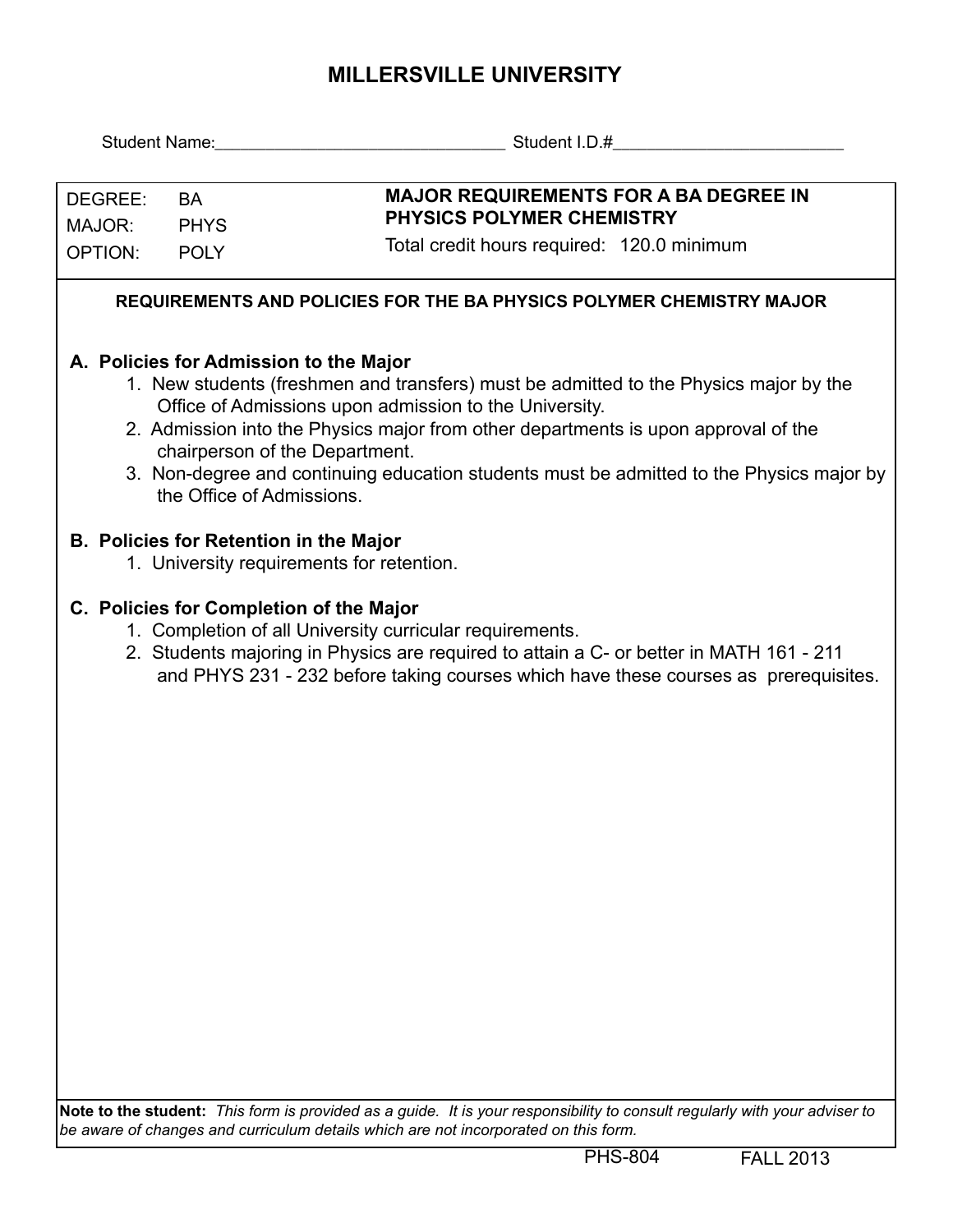# MILLERSVILLE UNIVERSITY

Student Name:\_\_\_\_\_\_\_\_\_\_\_\_\_\_\_\_\_\_\_\_\_\_\_\_\_\_\_\_\_\_ Student I.D.#\_\_\_\_\_\_\_\_\_\_\_\_\_\_\_\_\_\_\_\_\_\_\_\_\_\_

| | | |
|---|---|---|
| DEGREE: | BA | **MAJOR REQUIREMENTS FOR A BA DEGREE IN PHYSICS POLYMER CHEMISTRY** |
| MAJOR: | PHYS | Total credit hours required: 120.0 minimum |
| OPTION: | POLY | |

### REQUIREMENTS AND POLICIES FOR THE BA PHYSICS POLYMER CHEMISTRY MAJOR

**A. Policies for Admission to the Major**

1. New students (freshmen and transfers) must be admitted to the Physics major by the Office of Admissions upon admission to the University.
2. Admission into the Physics major from other departments is upon approval of the chairperson of the Department.
3. Non-degree and continuing education students must be admitted to the Physics major by the Office of Admissions.

**B. Policies for Retention in the Major**

1. University requirements for retention.

**C. Policies for Completion of the Major**

1. Completion of all University curricular requirements.
2. Students majoring in Physics are required to attain a C- or better in MATH 161 - 211 and PHYS 231 - 232 before taking courses which have these courses as prerequisites.

**Note to the student:** *This form is provided as a guide. It is your responsibility to consult regularly with your adviser to be aware of changes and curriculum details which are not incorporated on this form.*

PHS-804 FALL 2013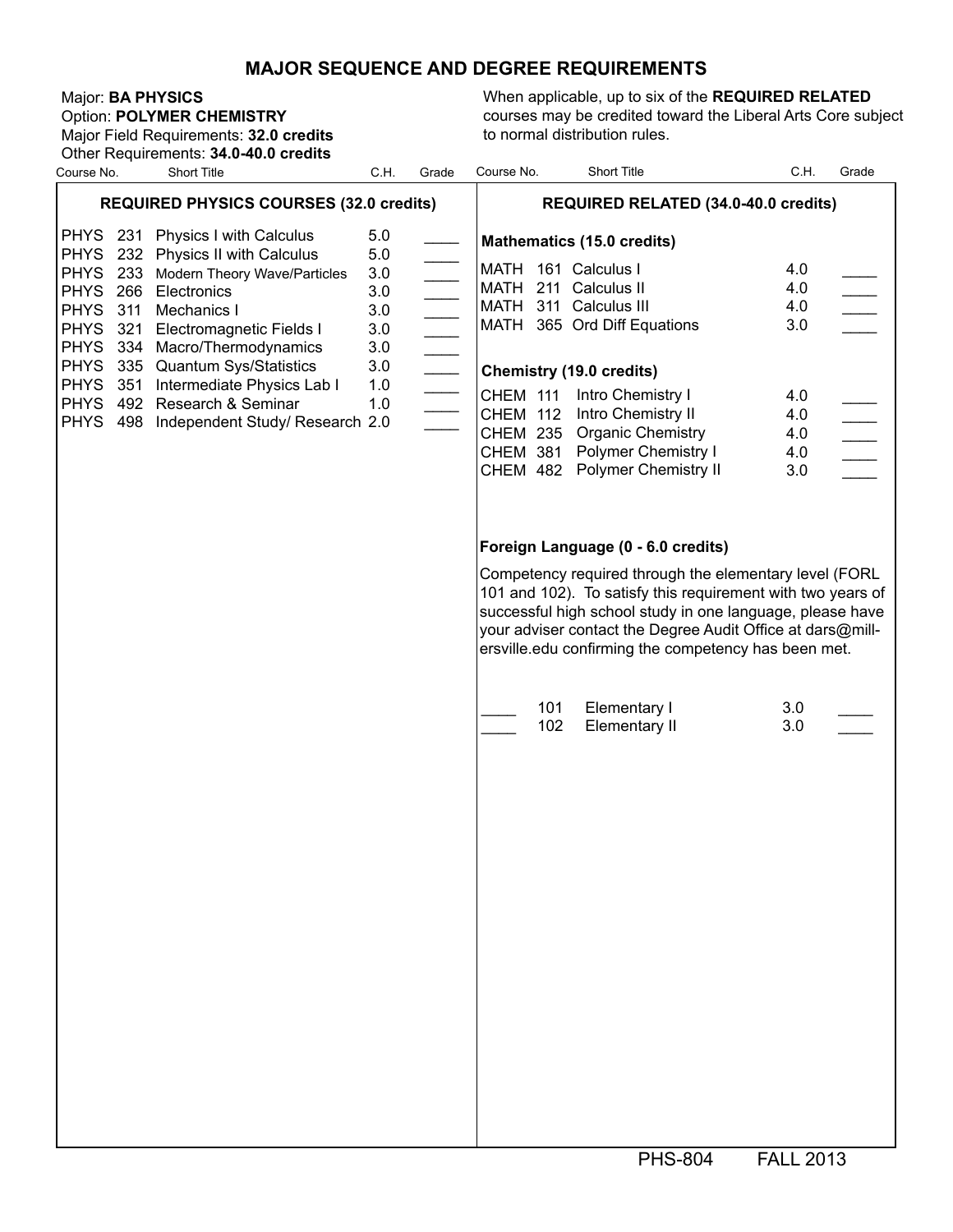# MAJOR SEQUENCE AND DEGREE REQUIREMENTS

Major: **BA PHYSICS**
Option: **POLYMER CHEMISTRY**
Major Field Requirements: **32.0 credits**
Other Requirements: **34.0-40.0 credits**

When applicable, up to six of the **REQUIRED RELATED** courses may be credited toward the Liberal Arts Core subject to normal distribution rules.

## REQUIRED PHYSICS COURSES (32.0 credits)

| Course No. | Short Title | C.H. | Grade |
|---|---|---|---|
| PHYS 231 | Physics I with Calculus | 5.0 | ____ |
| PHYS 232 | Physics II with Calculus | 5.0 | ____ |
| PHYS 233 | Modern Theory Wave/Particles | 3.0 | ____ |
| PHYS 266 | Electronics | 3.0 | ____ |
| PHYS 311 | Mechanics I | 3.0 | ____ |
| PHYS 321 | Electromagnetic Fields I | 3.0 | ____ |
| PHYS 334 | Macro/Thermodynamics | 3.0 | ____ |
| PHYS 335 | Quantum Sys/Statistics | 3.0 | ____ |
| PHYS 351 | Intermediate Physics Lab I | 1.0 | ____ |
| PHYS 492 | Research & Seminar | 1.0 | ____ |
| PHYS 498 | Independent Study/ Research | 2.0 | ____ |

## REQUIRED RELATED (34.0-40.0 credits)

### Mathematics (15.0 credits)

| Course No. | Short Title | C.H. | Grade |
|---|---|---|---|
| MATH 161 | Calculus I | 4.0 | ____ |
| MATH 211 | Calculus II | 4.0 | ____ |
| MATH 311 | Calculus III | 4.0 | ____ |
| MATH 365 | Ord Diff Equations | 3.0 | ____ |

### Chemistry (19.0 credits)

| Course No. | Short Title | C.H. | Grade |
|---|---|---|---|
| CHEM 111 | Intro Chemistry I | 4.0 | ____ |
| CHEM 112 | Intro Chemistry II | 4.0 | ____ |
| CHEM 235 | Organic Chemistry | 4.0 | ____ |
| CHEM 381 | Polymer Chemistry I | 4.0 | ____ |
| CHEM 482 | Polymer Chemistry II | 3.0 | ____ |

### Foreign Language (0 - 6.0 credits)

Competency required through the elementary level (FORL 101 and 102). To satisfy this requirement with two years of successful high school study in one language, please have your adviser contact the Degree Audit Office at dars@millersville.edu confirming the competency has been met.

| Course No. | Short Title | C.H. | Grade |
|---|---|---|---|
| ____ 101 | Elementary I | 3.0 | ____ |
| ____ 102 | Elementary II | 3.0 | ____ |

PHS-804 FALL 2013